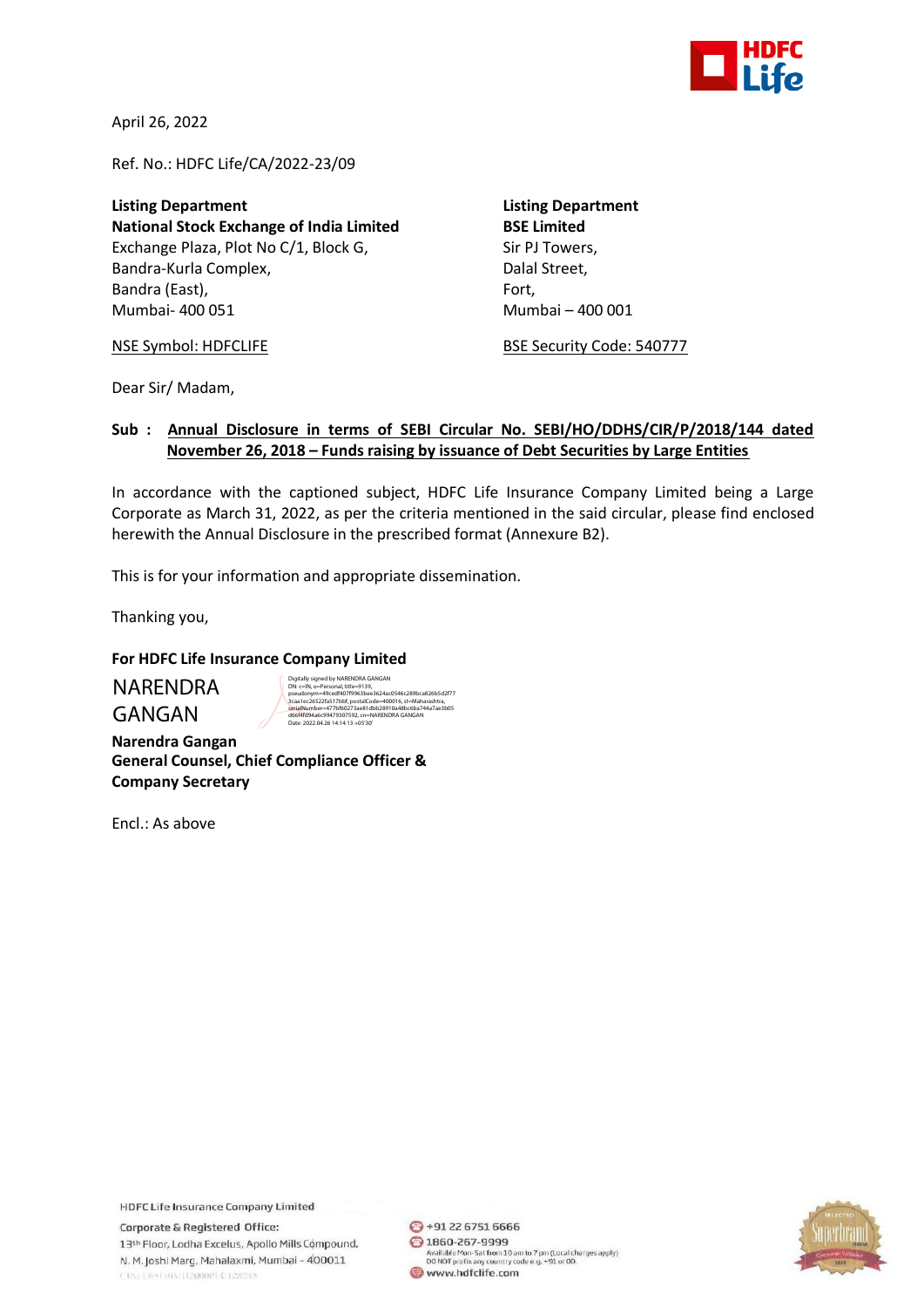April 26, 2022

Ref. No.: HDFC Life/CA/2022-23/09

**Listing Department**
**National Stock Exchange of India Limited**
Exchange Plaza, Plot No C/1, Block G,
Bandra-Kurla Complex,
Bandra (East),
Mumbai- 400 051

NSE Symbol: HDFCLIFE

**Listing Department**
**BSE Limited**
Sir PJ Towers,
Dalal Street,
Fort,
Mumbai – 400 001

BSE Security Code: 540777

Dear Sir/ Madam,

**Sub : Annual Disclosure in terms of SEBI Circular No. SEBI/HO/DDHS/CIR/P/2018/144 dated November 26, 2018 – Funds raising by issuance of Debt Securities by Large Entities**

In accordance with the captioned subject, HDFC Life Insurance Company Limited being a Large Corporate as March 31, 2022, as per the criteria mentioned in the said circular, please find enclosed herewith the Annual Disclosure in the prescribed format (Annexure B2).

This is for your information and appropriate dissemination.

Thanking you,

**For HDFC Life Insurance Company Limited**

NARENDRA GANGAN

Digitally signed by NARENDRA GANGAN
Date: 2022.04.26 14:14:13 +05'30'

**Narendra Gangan**
**General Counsel, Chief Compliance Officer & Company Secretary**

Encl.: As above

HDFC Life Insurance Company Limited
Corporate & Registered Office:
13th Floor, Lodha Excelus, Apollo Mills Compound,
N. M. Joshi Marg, Mahalaxmi, Mumbai - 400011

+91 22 6751 6666
1860-267-9999
Available Mon-Sat from 10 am to 7 pm (Local charges apply)
DO NOT prefix any country code e.g. +91 or 00.
www.hdfclife.com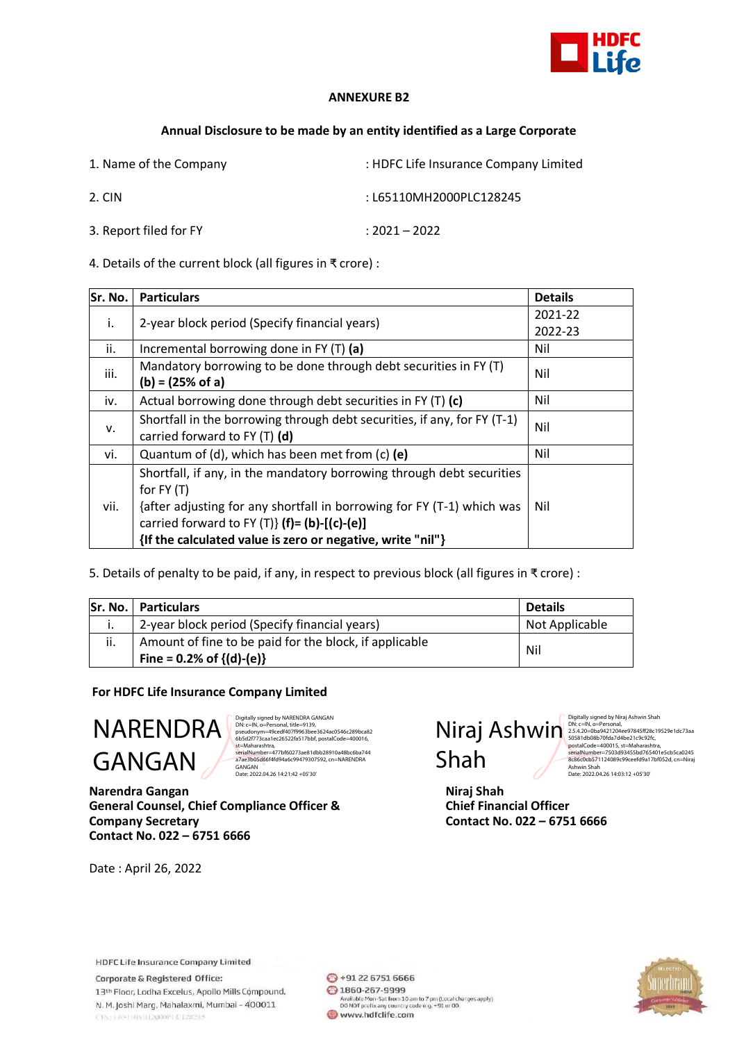**ANNEXURE B2**

**Annual Disclosure to be made by an entity identified as a Large Corporate**

1. Name of the Company : HDFC Life Insurance Company Limited

2. CIN : L65110MH2000PLC128245

3. Report filed for FY : 2021 – 2022

4. Details of the current block (all figures in ₹ crore) :

| Sr. No. | Particulars | Details |
|---|---|---|
| i. | 2-year block period (Specify financial years) | 2021-22<br>2022-23 |
| ii. | Incremental borrowing done in FY (T) **(a)** | Nil |
| iii. | Mandatory borrowing to be done through debt securities in FY (T) **(b) = (25% of a)** | Nil |
| iv. | Actual borrowing done through debt securities in FY (T) **(c)** | Nil |
| v. | Shortfall in the borrowing through debt securities, if any, for FY (T-1) carried forward to FY (T) **(d)** | Nil |
| vi. | Quantum of (d), which has been met from (c) **(e)** | Nil |
| vii. | Shortfall, if any, in the mandatory borrowing through debt securities for FY (T)<br>{after adjusting for any shortfall in borrowing for FY (T-1) which was carried forward to FY (T)} **(f)= (b)-[(c)-(e)]**<br>**{If the calculated value is zero or negative, write "nil"}** | Nil |

5. Details of penalty to be paid, if any, in respect to previous block (all figures in ₹ crore) :

| Sr. No. | Particulars | Details |
|---|---|---|
| i. | 2-year block period (Specify financial years) | Not Applicable |
| ii. | Amount of fine to be paid for the block, if applicable<br>**Fine = 0.2% of {(d)-(e)}** | Nil |

**For HDFC Life Insurance Company Limited**

NARENDRA GANGAN

Digitally signed by NARENDRA GANGAN
Date: 2022.04.26 14:21:42 +05'30'

**Narendra Gangan**
**General Counsel, Chief Compliance Officer & Company Secretary**
**Contact No. 022 – 6751 6666**

Niraj Ashwin Shah

Digitally signed by Niraj Ashwin Shah
Date: 2022.04.26 14:03:12 +05'30'

**Niraj Shah**
**Chief Financial Officer**
**Contact No. 022 – 6751 6666**

Date : April 26, 2022

HDFC Life Insurance Company Limited
Corporate & Registered Office:
13th Floor, Lodha Excelus, Apollo Mills Compound,
N. M. Joshi Marg, Mahalaxmi, Mumbai - 400011
CIN: L65110MH2000PLC128245

+91 22 6751 6666
1860-267-9999
Available Mon-Sat from 10 am to 7 pm (Local charges apply)
DO NOT prefix any country code e.g. +91 or 00.
www.hdfclife.com